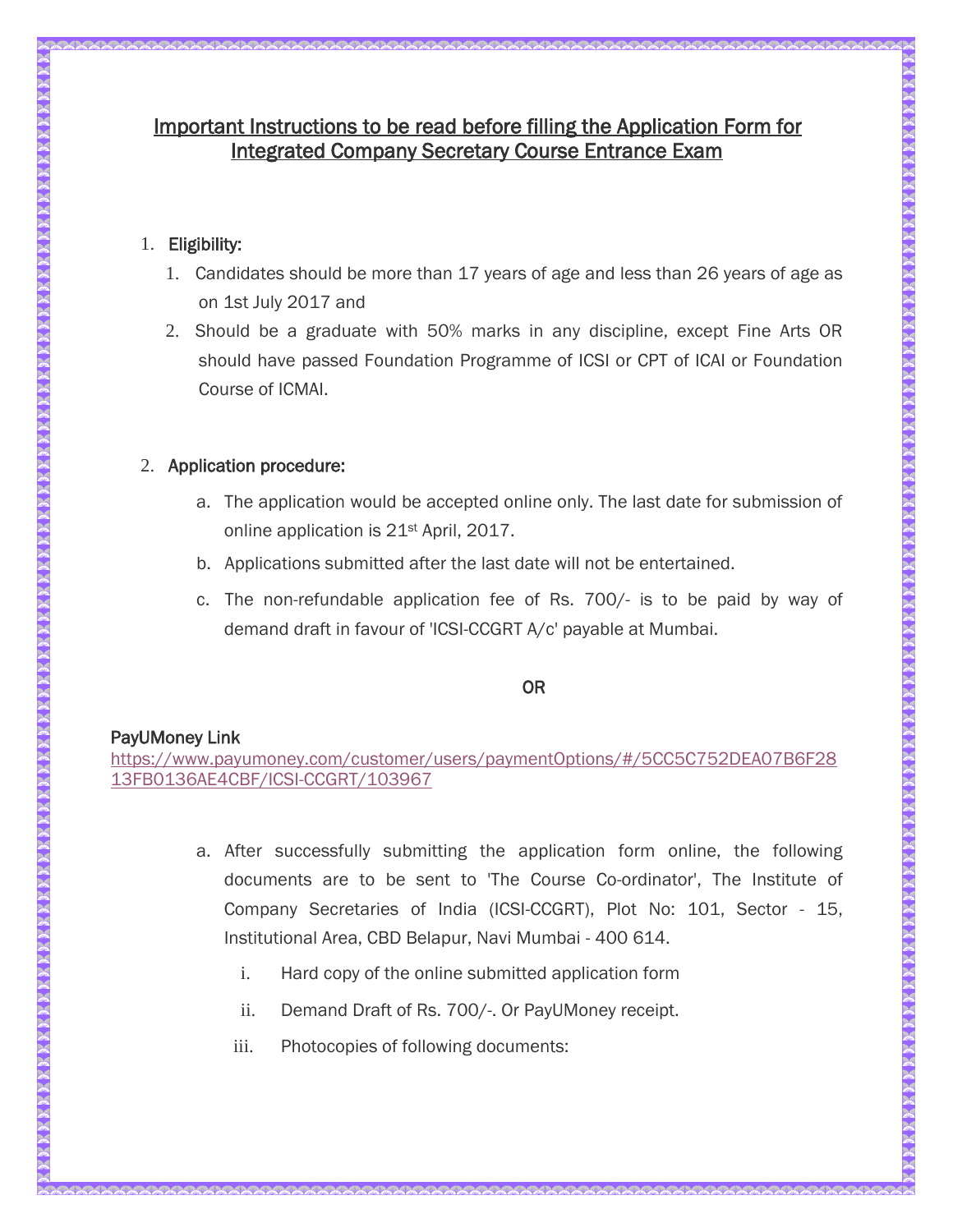# Important Instructions to be read before filling the Application Form for Integrated Company Secretary Course Entrance Exam

1. **Eligibility:**
    1. Candidates should be more than 17 years of age and less than 26 years of age as on 1st July 2017 and
    2. Should be a graduate with 50% marks in any discipline, except Fine Arts OR should have passed Foundation Programme of ICSI or CPT of ICAI or Foundation Course of ICMAI.

2. **Application procedure:**
    a. The application would be accepted online only. The last date for submission of online application is 21st April, 2017.
    b. Applications submitted after the last date will not be entertained.
    c. The non-refundable application fee of Rs. 700/- is to be paid by way of demand draft in favour of 'ICSI-CCGRT A/c' payable at Mumbai.

**OR**

**PayUMoney Link**
https://www.payumoney.com/customer/users/paymentOptions/#/5CC5C752DEA07B6F2813FB0136AE4CBF/ICSI-CCGRT/103967

a. After successfully submitting the application form online, the following documents are to be sent to 'The Course Co-ordinator', The Institute of Company Secretaries of India (ICSI-CCGRT), Plot No: 101, Sector - 15, Institutional Area, CBD Belapur, Navi Mumbai - 400 614.
    i. Hard copy of the online submitted application form
    ii. Demand Draft of Rs. 700/-. Or PayUMoney receipt.
    iii. Photocopies of following documents: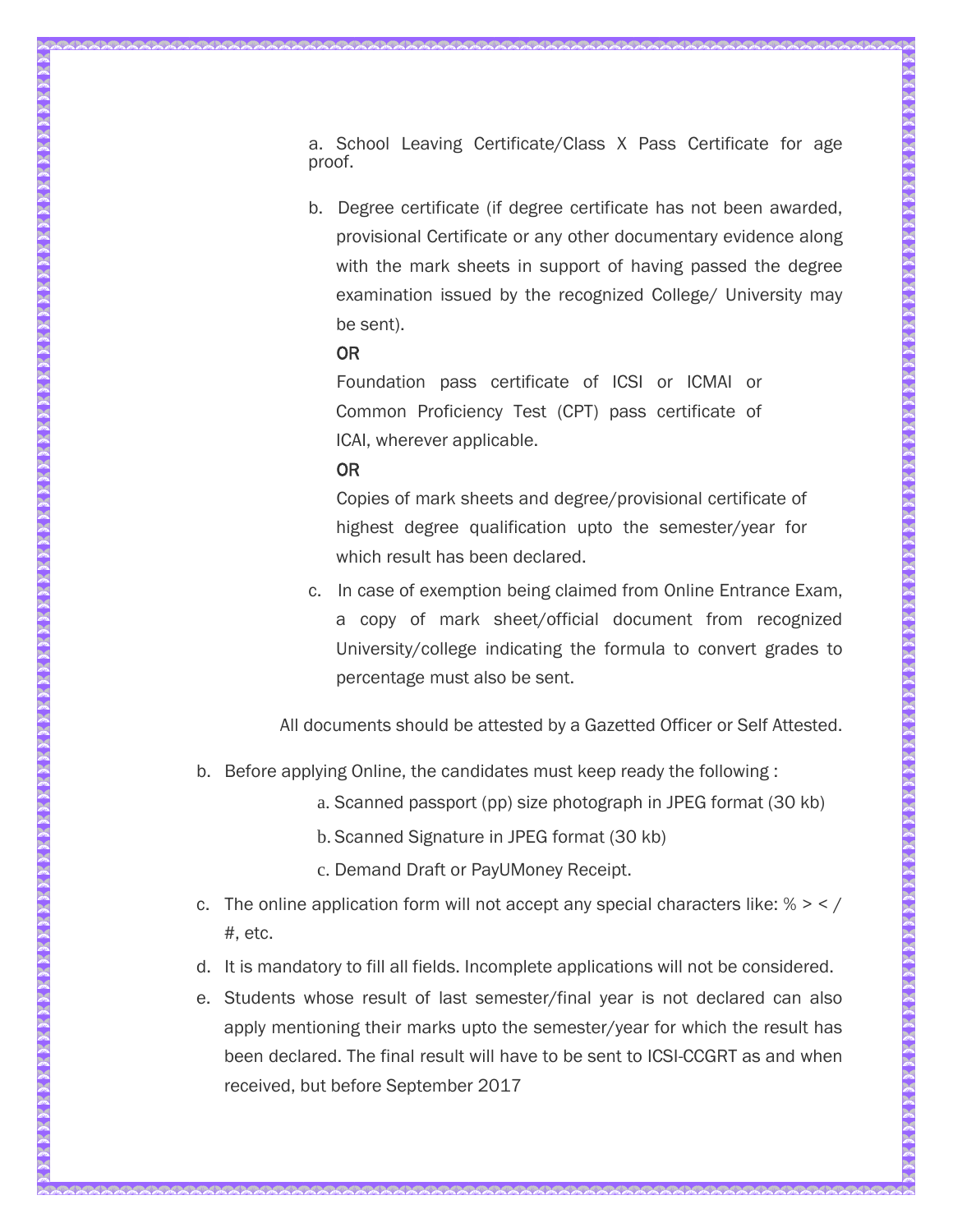a. School Leaving Certificate/Class X Pass Certificate for age proof.

b. Degree certificate (if degree certificate has not been awarded, provisional Certificate or any other documentary evidence along with the mark sheets in support of having passed the degree examination issued by the recognized College/ University may be sent).

   **OR**

   Foundation pass certificate of ICSI or ICMAI or Common Proficiency Test (CPT) pass certificate of ICAI, wherever applicable.

   **OR**

   Copies of mark sheets and degree/provisional certificate of highest degree qualification upto the semester/year for which result has been declared.

c. In case of exemption being claimed from Online Entrance Exam, a copy of mark sheet/official document from recognized University/college indicating the formula to convert grades to percentage must also be sent.

All documents should be attested by a Gazetted Officer or Self Attested.

b. Before applying Online, the candidates must keep ready the following :
   a. Scanned passport (pp) size photograph in JPEG format (30 kb)
   b. Scanned Signature in JPEG format (30 kb)
   c. Demand Draft or PayUMoney Receipt.

c. The online application form will not accept any special characters like: % > < / #, etc.

d. It is mandatory to fill all fields. Incomplete applications will not be considered.

e. Students whose result of last semester/final year is not declared can also apply mentioning their marks upto the semester/year for which the result has been declared. The final result will have to be sent to ICSI-CCGRT as and when received, but before September 2017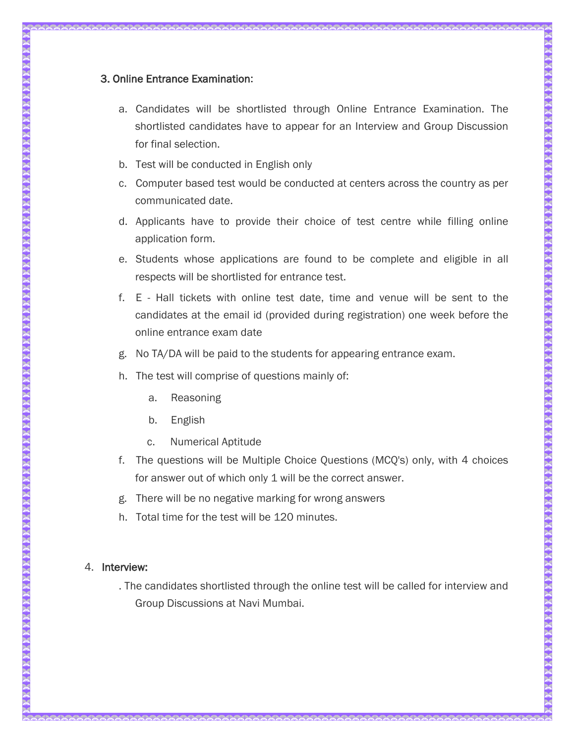### 3. Online Entrance Examination:

a. Candidates will be shortlisted through Online Entrance Examination. The shortlisted candidates have to appear for an Interview and Group Discussion for final selection.

b. Test will be conducted in English only

c. Computer based test would be conducted at centers across the country as per communicated date.

d. Applicants have to provide their choice of test centre while filling online application form.

e. Students whose applications are found to be complete and eligible in all respects will be shortlisted for entrance test.

f. E - Hall tickets with online test date, time and venue will be sent to the candidates at the email id (provided during registration) one week before the online entrance exam date

g. No TA/DA will be paid to the students for appearing entrance exam.

h. The test will comprise of questions mainly of:

   a. Reasoning

   b. English

   c. Numerical Aptitude

f. The questions will be Multiple Choice Questions (MCQ's) only, with 4 choices for answer out of which only 1 will be the correct answer.

g. There will be no negative marking for wrong answers

h. Total time for the test will be 120 minutes.

### 4. Interview:

. The candidates shortlisted through the online test will be called for interview and Group Discussions at Navi Mumbai.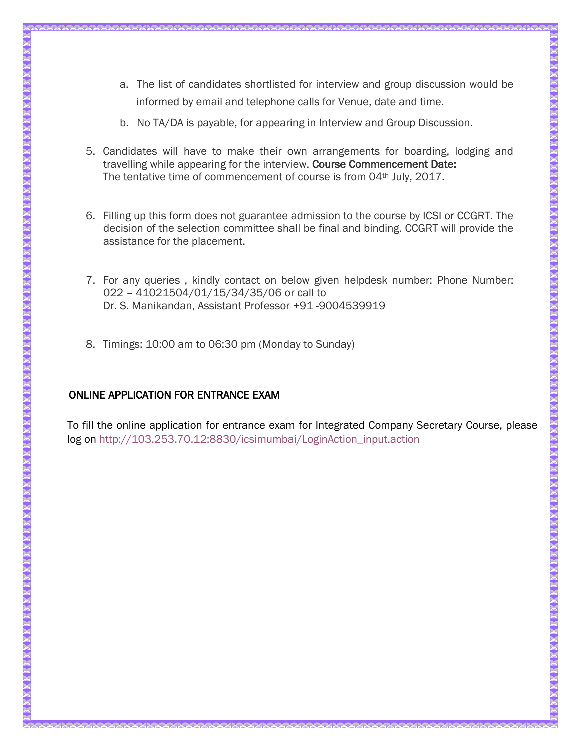a. The list of candidates shortlisted for interview and group discussion would be informed by email and telephone calls for Venue, date and time.
b. No TA/DA is payable, for appearing in Interview and Group Discussion.

5. Candidates will have to make their own arrangements for boarding, lodging and travelling while appearing for the interview. **Course Commencement Date:** The tentative time of commencement of course is from 04th July, 2017.

6. Filling up this form does not guarantee admission to the course by ICSI or CCGRT. The decision of the selection committee shall be final and binding. CCGRT will provide the assistance for the placement.

7. For any queries , kindly contact on below given helpdesk number: Phone Number: 022 – 41021504/01/15/34/35/06 or call to
   Dr. S. Manikandan, Assistant Professor +91 -9004539919

8. Timings: 10:00 am to 06:30 pm (Monday to Sunday)

## ONLINE APPLICATION FOR ENTRANCE EXAM

To fill the online application for entrance exam for Integrated Company Secretary Course, please log on http://103.253.70.12:8830/icsimumbai/LoginAction_input.action